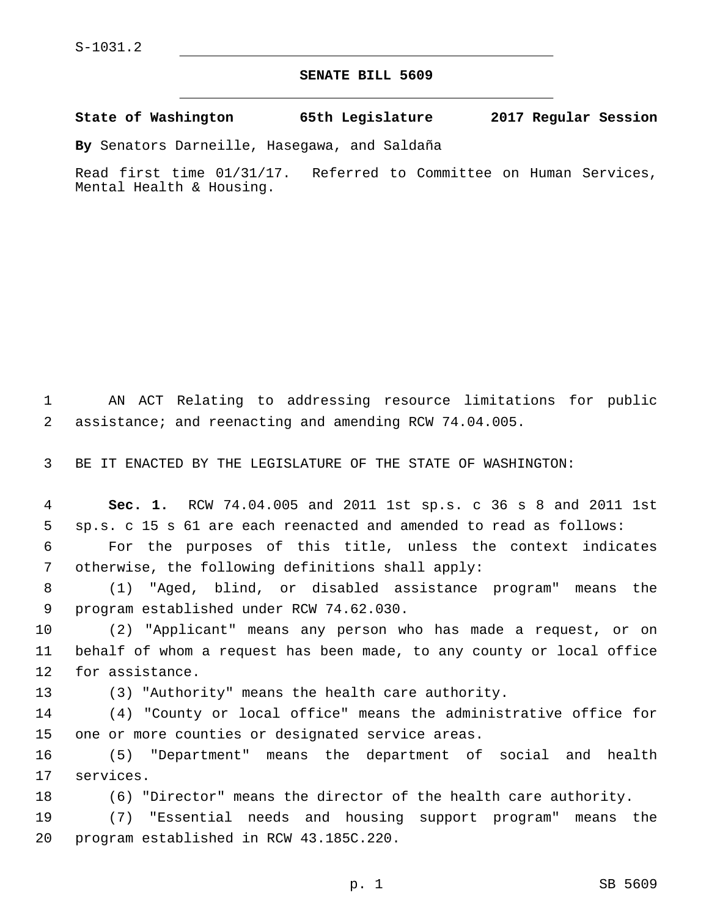S-1031.2

# SENATE BILL 5609

**State of Washington 65th Legislature 2017 Regular Session**

**By** Senators Darneille, Hasegawa, and Saldaña

Read first time 01/31/17. Referred to Committee on Human Services, Mental Health & Housing.

AN ACT Relating to addressing resource limitations for public assistance; and reenacting and amending RCW 74.04.005.

BE IT ENACTED BY THE LEGISLATURE OF THE STATE OF WASHINGTON:

**Sec. 1.** RCW 74.04.005 and 2011 1st sp.s. c 36 s 8 and 2011 1st sp.s. c 15 s 61 are each reenacted and amended to read as follows:

For the purposes of this title, unless the context indicates otherwise, the following definitions shall apply:

(1) "Aged, blind, or disabled assistance program" means the program established under RCW 74.62.030.

(2) "Applicant" means any person who has made a request, or on behalf of whom a request has been made, to any county or local office for assistance.

(3) "Authority" means the health care authority.

(4) "County or local office" means the administrative office for one or more counties or designated service areas.

(5) "Department" means the department of social and health services.

(6) "Director" means the director of the health care authority.

(7) "Essential needs and housing support program" means the program established in RCW 43.185C.220.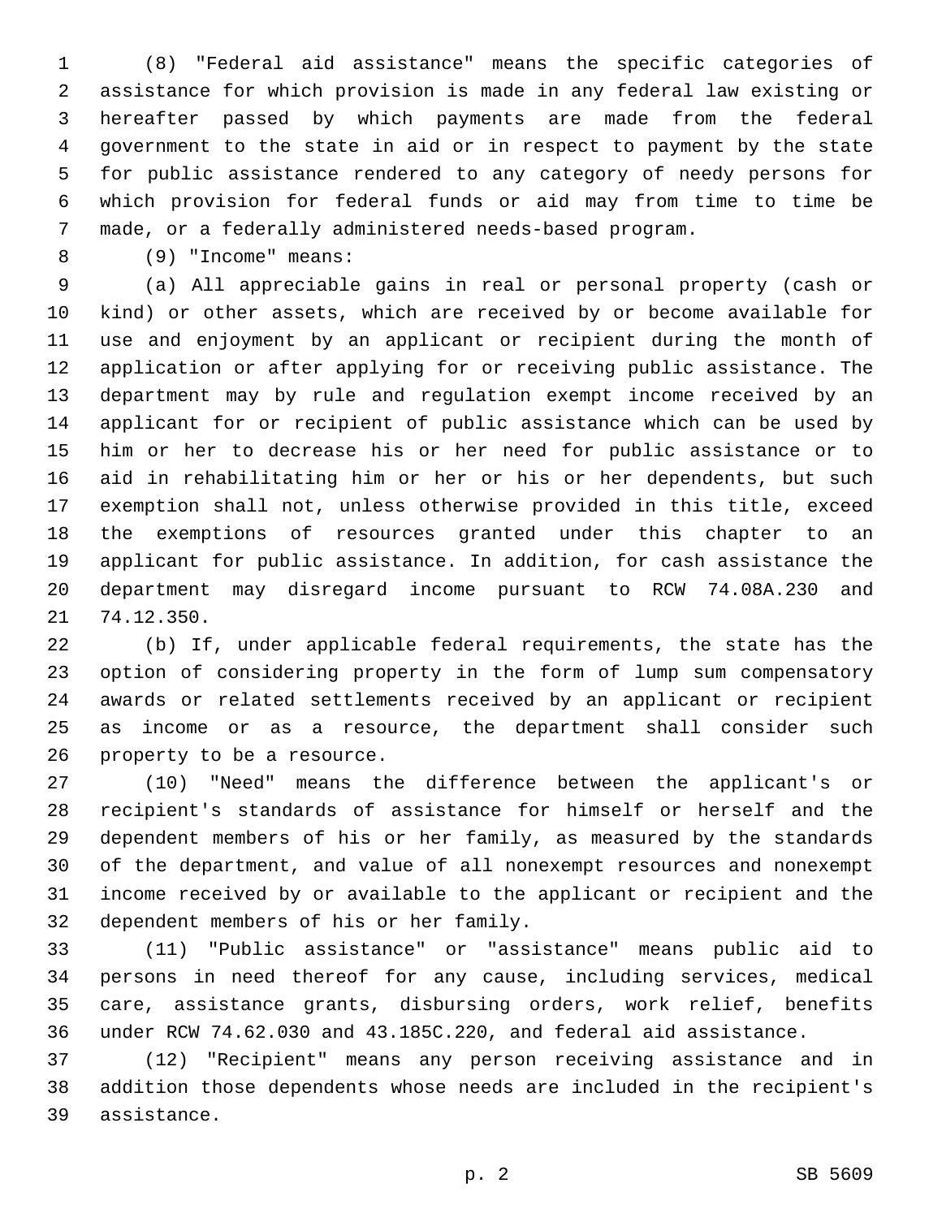(8) "Federal aid assistance" means the specific categories of assistance for which provision is made in any federal law existing or hereafter passed by which payments are made from the federal government to the state in aid or in respect to payment by the state for public assistance rendered to any category of needy persons for which provision for federal funds or aid may from time to time be made, or a federally administered needs-based program.

(9) "Income" means:

(a) All appreciable gains in real or personal property (cash or kind) or other assets, which are received by or become available for use and enjoyment by an applicant or recipient during the month of application or after applying for or receiving public assistance. The department may by rule and regulation exempt income received by an applicant for or recipient of public assistance which can be used by him or her to decrease his or her need for public assistance or to aid in rehabilitating him or her or his or her dependents, but such exemption shall not, unless otherwise provided in this title, exceed the exemptions of resources granted under this chapter to an applicant for public assistance. In addition, for cash assistance the department may disregard income pursuant to RCW 74.08A.230 and 74.12.350.

(b) If, under applicable federal requirements, the state has the option of considering property in the form of lump sum compensatory awards or related settlements received by an applicant or recipient as income or as a resource, the department shall consider such property to be a resource.

(10) "Need" means the difference between the applicant's or recipient's standards of assistance for himself or herself and the dependent members of his or her family, as measured by the standards of the department, and value of all nonexempt resources and nonexempt income received by or available to the applicant or recipient and the dependent members of his or her family.

(11) "Public assistance" or "assistance" means public aid to persons in need thereof for any cause, including services, medical care, assistance grants, disbursing orders, work relief, benefits under RCW 74.62.030 and 43.185C.220, and federal aid assistance.

(12) "Recipient" means any person receiving assistance and in addition those dependents whose needs are included in the recipient's assistance.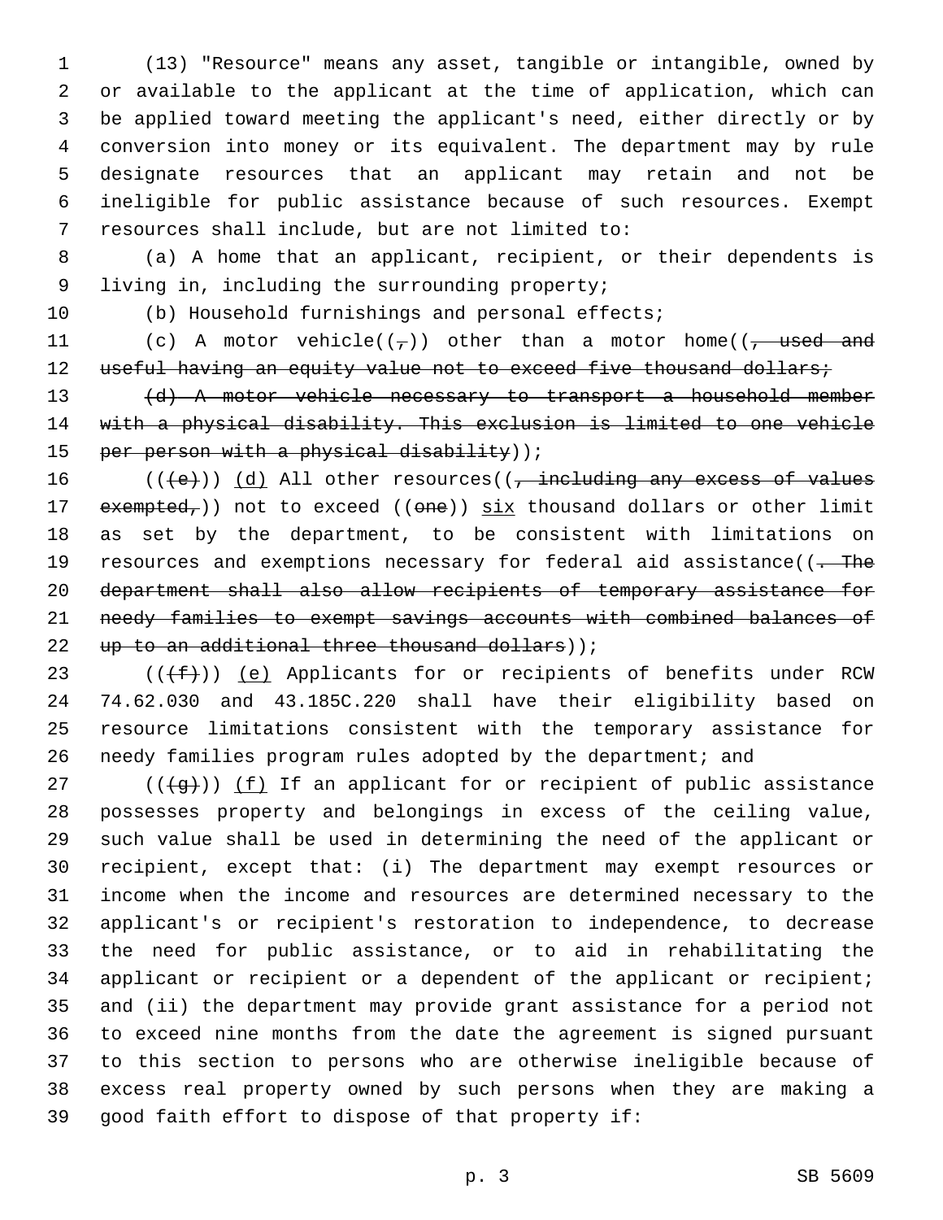(13) "Resource" means any asset, tangible or intangible, owned by or available to the applicant at the time of application, which can be applied toward meeting the applicant's need, either directly or by conversion into money or its equivalent. The department may by rule designate resources that an applicant may retain and not be ineligible for public assistance because of such resources. Exempt resources shall include, but are not limited to:

(a) A home that an applicant, recipient, or their dependents is living in, including the surrounding property;

(b) Household furnishings and personal effects;

(c) A motor vehicle((~~,~~)) other than a motor home((~~, used and useful having an equity value not to exceed five thousand dollars;~~

~~(d) A motor vehicle necessary to transport a household member with a physical disability. This exclusion is limited to one vehicle per person with a physical disability~~));

((~~(e)~~)) <u>(d)</u> All other resources((~~, including any excess of values exempted,~~)) not to exceed ((~~one~~)) <u>six</u> thousand dollars or other limit as set by the department, to be consistent with limitations on resources and exemptions necessary for federal aid assistance((~~. The department shall also allow recipients of temporary assistance for needy families to exempt savings accounts with combined balances of up to an additional three thousand dollars~~));

((~~(f)~~)) <u>(e)</u> Applicants for or recipients of benefits under RCW 74.62.030 and 43.185C.220 shall have their eligibility based on resource limitations consistent with the temporary assistance for needy families program rules adopted by the department; and

((~~(g)~~)) <u>(f)</u> If an applicant for or recipient of public assistance possesses property and belongings in excess of the ceiling value, such value shall be used in determining the need of the applicant or recipient, except that: (i) The department may exempt resources or income when the income and resources are determined necessary to the applicant's or recipient's restoration to independence, to decrease the need for public assistance, or to aid in rehabilitating the applicant or recipient or a dependent of the applicant or recipient; and (ii) the department may provide grant assistance for a period not to exceed nine months from the date the agreement is signed pursuant to this section to persons who are otherwise ineligible because of excess real property owned by such persons when they are making a good faith effort to dispose of that property if: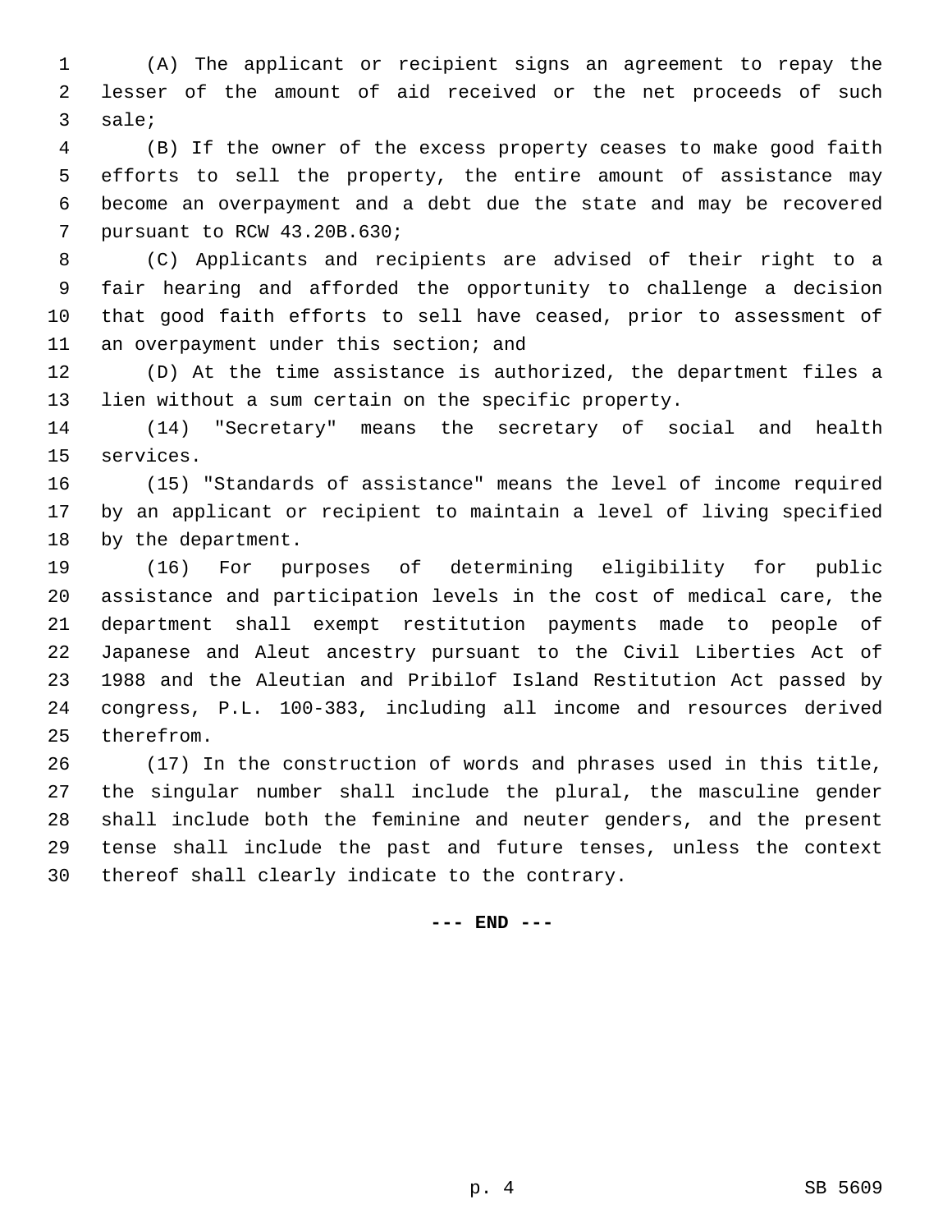(A) The applicant or recipient signs an agreement to repay the lesser of the amount of aid received or the net proceeds of such sale;

(B) If the owner of the excess property ceases to make good faith efforts to sell the property, the entire amount of assistance may become an overpayment and a debt due the state and may be recovered pursuant to RCW 43.20B.630;

(C) Applicants and recipients are advised of their right to a fair hearing and afforded the opportunity to challenge a decision that good faith efforts to sell have ceased, prior to assessment of an overpayment under this section; and

(D) At the time assistance is authorized, the department files a lien without a sum certain on the specific property.

(14) "Secretary" means the secretary of social and health services.

(15) "Standards of assistance" means the level of income required by an applicant or recipient to maintain a level of living specified by the department.

(16) For purposes of determining eligibility for public assistance and participation levels in the cost of medical care, the department shall exempt restitution payments made to people of Japanese and Aleut ancestry pursuant to the Civil Liberties Act of 1988 and the Aleutian and Pribilof Island Restitution Act passed by congress, P.L. 100-383, including all income and resources derived therefrom.

(17) In the construction of words and phrases used in this title, the singular number shall include the plural, the masculine gender shall include both the feminine and neuter genders, and the present tense shall include the past and future tenses, unless the context thereof shall clearly indicate to the contrary.

**--- END ---**